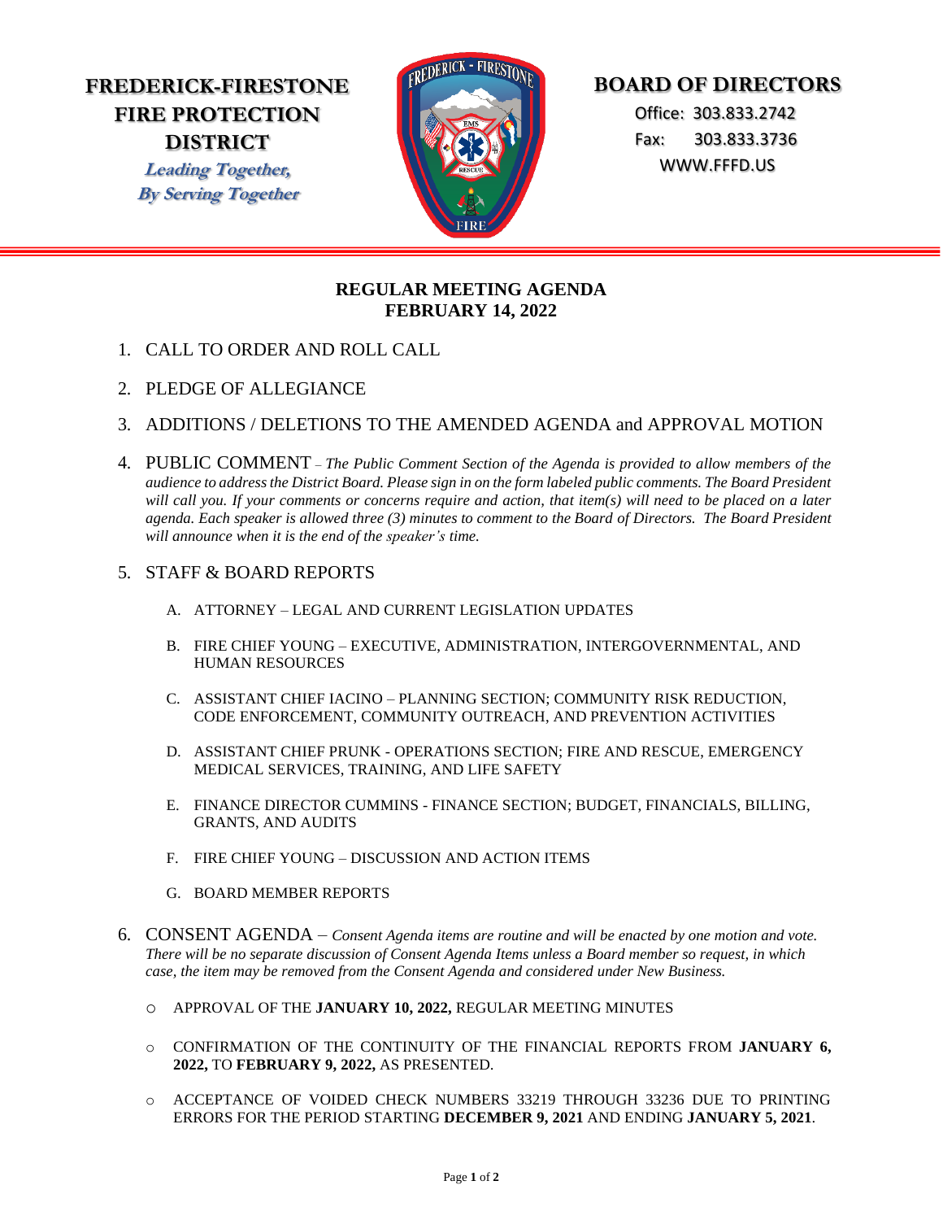**FREDERICK-FIRESTONE FIRE PROTECTION DISTRICT**

***Leading Together, By Serving Together***

**BOARD OF DIRECTORS**

Office: 303.833.2742

Fax: 303.833.3736

WWW.FFFD.US

## REGULAR MEETING AGENDA
## FEBRUARY 14, 2022

1. CALL TO ORDER AND ROLL CALL
2. PLEDGE OF ALLEGIANCE
3. ADDITIONS / DELETIONS TO THE AMENDED AGENDA and APPROVAL MOTION
4. PUBLIC COMMENT – *The Public Comment Section of the Agenda is provided to allow members of the audience to address the District Board. Please sign in on the form labeled public comments. The Board President will call you. If your comments or concerns require and action, that item(s) will need to be placed on a later agenda. Each speaker is allowed three (3) minutes to comment to the Board of Directors. The Board President will announce when it is the end of the speaker's time.*
5. STAFF & BOARD REPORTS
   - A. ATTORNEY – LEGAL AND CURRENT LEGISLATION UPDATES
   - B. FIRE CHIEF YOUNG – EXECUTIVE, ADMINISTRATION, INTERGOVERNMENTAL, AND HUMAN RESOURCES
   - C. ASSISTANT CHIEF IACINO – PLANNING SECTION; COMMUNITY RISK REDUCTION, CODE ENFORCEMENT, COMMUNITY OUTREACH, AND PREVENTION ACTIVITIES
   - D. ASSISTANT CHIEF PRUNK - OPERATIONS SECTION; FIRE AND RESCUE, EMERGENCY MEDICAL SERVICES, TRAINING, AND LIFE SAFETY
   - E. FINANCE DIRECTOR CUMMINS - FINANCE SECTION; BUDGET, FINANCIALS, BILLING, GRANTS, AND AUDITS
   - F. FIRE CHIEF YOUNG – DISCUSSION AND ACTION ITEMS
   - G. BOARD MEMBER REPORTS
6. CONSENT AGENDA – *Consent Agenda items are routine and will be enacted by one motion and vote. There will be no separate discussion of Consent Agenda Items unless a Board member so request, in which case, the item may be removed from the Consent Agenda and considered under New Business.*
   - APPROVAL OF THE **JANUARY 10, 2022,** REGULAR MEETING MINUTES
   - CONFIRMATION OF THE CONTINUITY OF THE FINANCIAL REPORTS FROM **JANUARY 6, 2022,** TO **FEBRUARY 9, 2022,** AS PRESENTED.
   - ACCEPTANCE OF VOIDED CHECK NUMBERS 33219 THROUGH 33236 DUE TO PRINTING ERRORS FOR THE PERIOD STARTING **DECEMBER 9, 2021** AND ENDING **JANUARY 5, 2021**.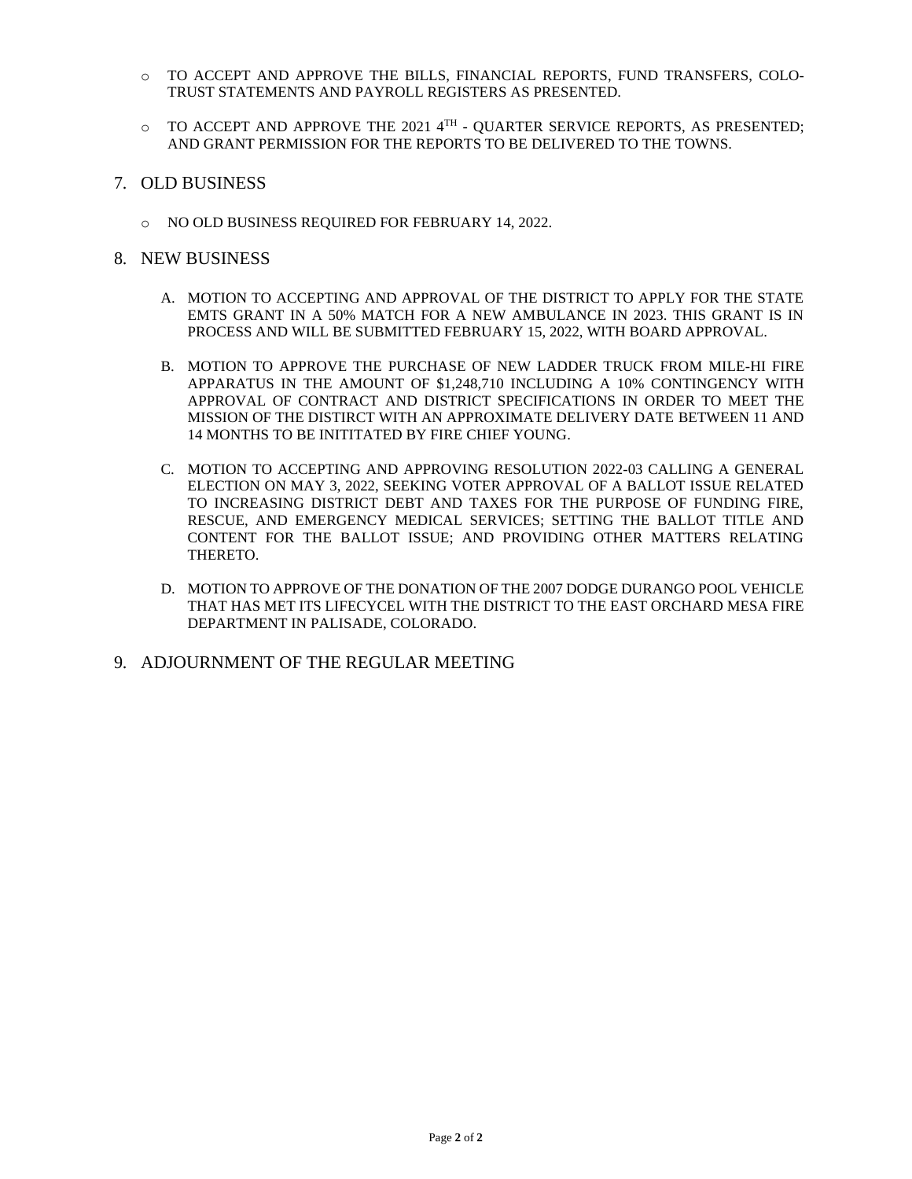- TO ACCEPT AND APPROVE THE BILLS, FINANCIAL REPORTS, FUND TRANSFERS, COLO-TRUST STATEMENTS AND PAYROLL REGISTERS AS PRESENTED.
- TO ACCEPT AND APPROVE THE 2021 4$^{TH}$ - QUARTER SERVICE REPORTS, AS PRESENTED; AND GRANT PERMISSION FOR THE REPORTS TO BE DELIVERED TO THE TOWNS.

## 7. OLD BUSINESS

- NO OLD BUSINESS REQUIRED FOR FEBRUARY 14, 2022.

## 8. NEW BUSINESS

A. MOTION TO ACCEPTING AND APPROVAL OF THE DISTRICT TO APPLY FOR THE STATE EMTS GRANT IN A 50% MATCH FOR A NEW AMBULANCE IN 2023. THIS GRANT IS IN PROCESS AND WILL BE SUBMITTED FEBRUARY 15, 2022, WITH BOARD APPROVAL.

B. MOTION TO APPROVE THE PURCHASE OF NEW LADDER TRUCK FROM MILE-HI FIRE APPARATUS IN THE AMOUNT OF $1,248,710 INCLUDING A 10% CONTINGENCY WITH APPROVAL OF CONTRACT AND DISTRICT SPECIFICATIONS IN ORDER TO MEET THE MISSION OF THE DISTIRCT WITH AN APPROXIMATE DELIVERY DATE BETWEEN 11 AND 14 MONTHS TO BE INITITATED BY FIRE CHIEF YOUNG.

C. MOTION TO ACCEPTING AND APPROVING RESOLUTION 2022-03 CALLING A GENERAL ELECTION ON MAY 3, 2022, SEEKING VOTER APPROVAL OF A BALLOT ISSUE RELATED TO INCREASING DISTRICT DEBT AND TAXES FOR THE PURPOSE OF FUNDING FIRE, RESCUE, AND EMERGENCY MEDICAL SERVICES; SETTING THE BALLOT TITLE AND CONTENT FOR THE BALLOT ISSUE; AND PROVIDING OTHER MATTERS RELATING THERETO.

D. MOTION TO APPROVE OF THE DONATION OF THE 2007 DODGE DURANGO POOL VEHICLE THAT HAS MET ITS LIFECYCEL WITH THE DISTRICT TO THE EAST ORCHARD MESA FIRE DEPARTMENT IN PALISADE, COLORADO.

## 9. ADJOURNMENT OF THE REGULAR MEETING